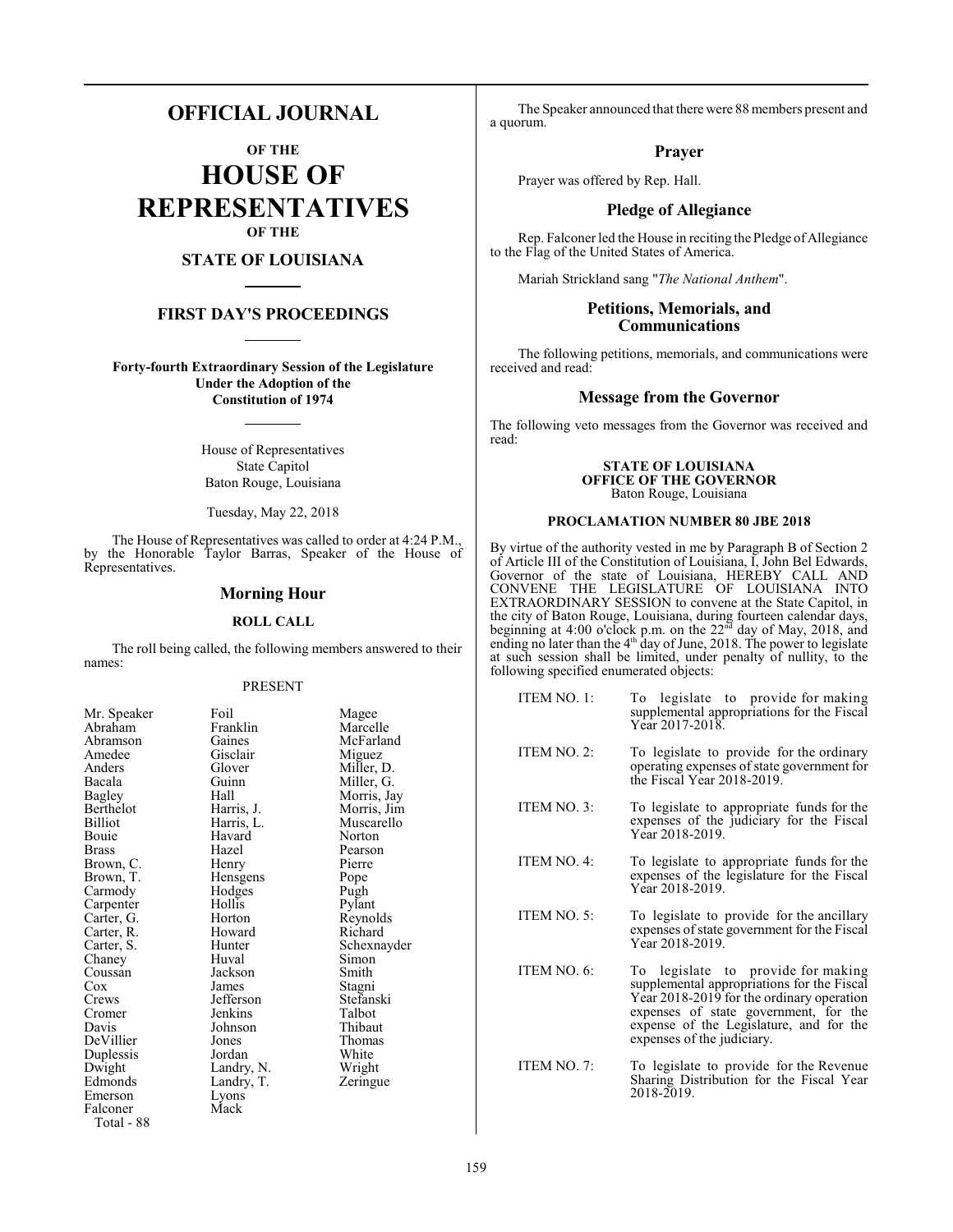# OFFICIAL JOURNAL

## OF THE

# HOUSE OF REPRESENTATIVES

## OF THE

## STATE OF LOUISIANA

## FIRST DAY'S PROCEEDINGS

**Forty-fourth Extraordinary Session of the Legislature Under the Adoption of the Constitution of 1974**

House of Representatives
State Capitol
Baton Rouge, Louisiana

Tuesday, May 22, 2018

The House of Representatives was called to order at 4:24 P.M., by the Honorable Taylor Barras, Speaker of the House of Representatives.

## Morning Hour

### ROLL CALL

The roll being called, the following members answered to their names:

PRESENT

| | | |
|---|---|---|
| Mr. Speaker | Foil | Magee |
| Abraham | Franklin | Marcelle |
| Abramson | Gaines | McFarland |
| Amedee | Gisclair | Miguez |
| Anders | Glover | Miller, D. |
| Bacala | Guinn | Miller, G. |
| Bagley | Hall | Morris, Jay |
| Berthelot | Harris, J. | Morris, Jim |
| Billiot | Harris, L. | Muscarello |
| Bouie | Havard | Norton |
| Brass | Hazel | Pearson |
| Brown, C. | Henry | Pierre |
| Brown, T. | Hensgens | Pope |
| Carmody | Hodges | Pugh |
| Carpenter | Hollis | Pylant |
| Carter, G. | Horton | Reynolds |
| Carter, R. | Howard | Richard |
| Carter, S. | Hunter | Schexnayder |
| Chaney | Huval | Simon |
| Coussan | Jackson | Smith |
| Cox | James | Stagni |
| Crews | Jefferson | Stefanski |
| Cromer | Jenkins | Talbot |
| Davis | Johnson | Thibaut |
| DeVillier | Jones | Thomas |
| Duplessis | Jordan | White |
| Dwight | Landry, N. | Wright |
| Edmonds | Landry, T. | Zeringue |
| Emerson | Lyons | |
| Falconer | Mack | |

Total - 88

The Speaker announced that there were 88 members present and a quorum.

## Prayer

Prayer was offered by Rep. Hall.

## Pledge of Allegiance

Rep. Falconer led the House in reciting the Pledge of Allegiance to the Flag of the United States of America.

Mariah Strickland sang "*The National Anthem*".

## Petitions, Memorials, and Communications

The following petitions, memorials, and communications were received and read:

## Message from the Governor

The following veto messages from the Governor was received and read:

**STATE OF LOUISIANA**
**OFFICE OF THE GOVERNOR**
Baton Rouge, Louisiana

**PROCLAMATION NUMBER 80 JBE 2018**

By virtue of the authority vested in me by Paragraph B of Section 2 of Article III of the Constitution of Louisiana, I, John Bel Edwards, Governor of the state of Louisiana, HEREBY CALL AND CONVENE THE LEGISLATURE OF LOUISIANA INTO EXTRAORDINARY SESSION to convene at the State Capitol, in the city of Baton Rouge, Louisiana, during fourteen calendar days, beginning at 4:00 o'clock p.m. on the 22nd day of May, 2018, and ending no later than the 4th day of June, 2018. The power to legislate at such session shall be limited, under penalty of nullity, to the following specified enumerated objects:

ITEM NO. 1: To legislate to provide for making supplemental appropriations for the Fiscal Year 2017-2018.

ITEM NO. 2: To legislate to provide for the ordinary operating expenses of state government for the Fiscal Year 2018-2019.

ITEM NO. 3: To legislate to appropriate funds for the expenses of the judiciary for the Fiscal Year 2018-2019.

ITEM NO. 4: To legislate to appropriate funds for the expenses of the legislature for the Fiscal Year 2018-2019.

ITEM NO. 5: To legislate to provide for the ancillary expenses of state government for the Fiscal Year 2018-2019.

ITEM NO. 6: To legislate to provide for making supplemental appropriations for the Fiscal Year 2018-2019 for the ordinary operation expenses of state government, for the expense of the Legislature, and for the expenses of the judiciary.

ITEM NO. 7: To legislate to provide for the Revenue Sharing Distribution for the Fiscal Year 2018-2019.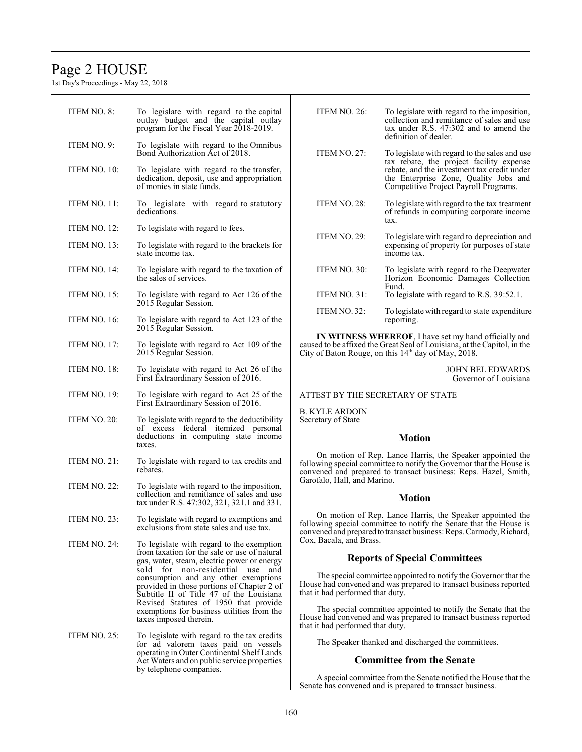ITEM NO. 8: To legislate with regard to the capital outlay budget and the capital outlay program for the Fiscal Year 2018-2019.

ITEM NO. 9: To legislate with regard to the Omnibus Bond Authorization Act of 2018.

ITEM NO. 10: To legislate with regard to the transfer, dedication, deposit, use and appropriation of monies in state funds.

ITEM NO. 11: To legislate with regard to statutory dedications.

ITEM NO. 12: To legislate with regard to fees.

ITEM NO. 13: To legislate with regard to the brackets for state income tax.

ITEM NO. 14: To legislate with regard to the taxation of the sales of services.

ITEM NO. 15: To legislate with regard to Act 126 of the 2015 Regular Session.

ITEM NO. 16: To legislate with regard to Act 123 of the 2015 Regular Session.

ITEM NO. 17: To legislate with regard to Act 109 of the 2015 Regular Session.

ITEM NO. 18: To legislate with regard to Act 26 of the First Extraordinary Session of 2016.

ITEM NO. 19: To legislate with regard to Act 25 of the First Extraordinary Session of 2016.

ITEM NO. 20: To legislate with regard to the deductibility of excess federal itemized personal deductions in computing state income taxes.

ITEM NO. 21: To legislate with regard to tax credits and rebates.

ITEM NO. 22: To legislate with regard to the imposition, collection and remittance of sales and use tax under R.S. 47:302, 321, 321.1 and 331.

ITEM NO. 23: To legislate with regard to exemptions and exclusions from state sales and use tax.

ITEM NO. 24: To legislate with regard to the exemption from taxation for the sale or use of natural gas, water, steam, electric power or energy sold for non-residential use and consumption and any other exemptions provided in those portions of Chapter 2 of Subtitle II of Title 47 of the Louisiana Revised Statutes of 1950 that provide exemptions for business utilities from the taxes imposed therein.

ITEM NO. 25: To legislate with regard to the tax credits for ad valorem taxes paid on vessels operating in Outer Continental Shelf Lands Act Waters and on public service properties by telephone companies.

ITEM NO. 26: To legislate with regard to the imposition, collection and remittance of sales and use tax under R.S. 47:302 and to amend the definition of dealer.

ITEM NO. 27: To legislate with regard to the sales and use tax rebate, the project facility expense rebate, and the investment tax credit under the Enterprise Zone, Quality Jobs and Competitive Project Payroll Programs.

ITEM NO. 28: To legislate with regard to the tax treatment of refunds in computing corporate income tax.

ITEM NO. 29: To legislate with regard to depreciation and expensing of property for purposes of state income tax.

ITEM NO. 30: To legislate with regard to the Deepwater Horizon Economic Damages Collection Fund.

ITEM NO. 31: To legislate with regard to R.S. 39:52.1.

ITEM NO. 32: To legislate with regard to state expenditure reporting.

**IN WITNESS WHEREOF**, I have set my hand officially and caused to be affixed the Great Seal of Louisiana, at the Capitol, in the City of Baton Rouge, on this 14th day of May, 2018.

JOHN BEL EDWARDS
Governor of Louisiana

ATTEST BY THE SECRETARY OF STATE

B. KYLE ARDOIN
Secretary of State

## Motion

On motion of Rep. Lance Harris, the Speaker appointed the following special committee to notify the Governor that the House is convened and prepared to transact business: Reps. Hazel, Smith, Garofalo, Hall, and Marino.

## Motion

On motion of Rep. Lance Harris, the Speaker appointed the following special committee to notify the Senate that the House is convened and prepared to transact business: Reps. Carmody, Richard, Cox, Bacala, and Brass.

## Reports of Special Committees

The special committee appointed to notify the Governor that the House had convened and was prepared to transact business reported that it had performed that duty.

The special committee appointed to notify the Senate that the House had convened and was prepared to transact business reported that it had performed that duty.

The Speaker thanked and discharged the committees.

## Committee from the Senate

A special committee from the Senate notified the House that the Senate has convened and is prepared to transact business.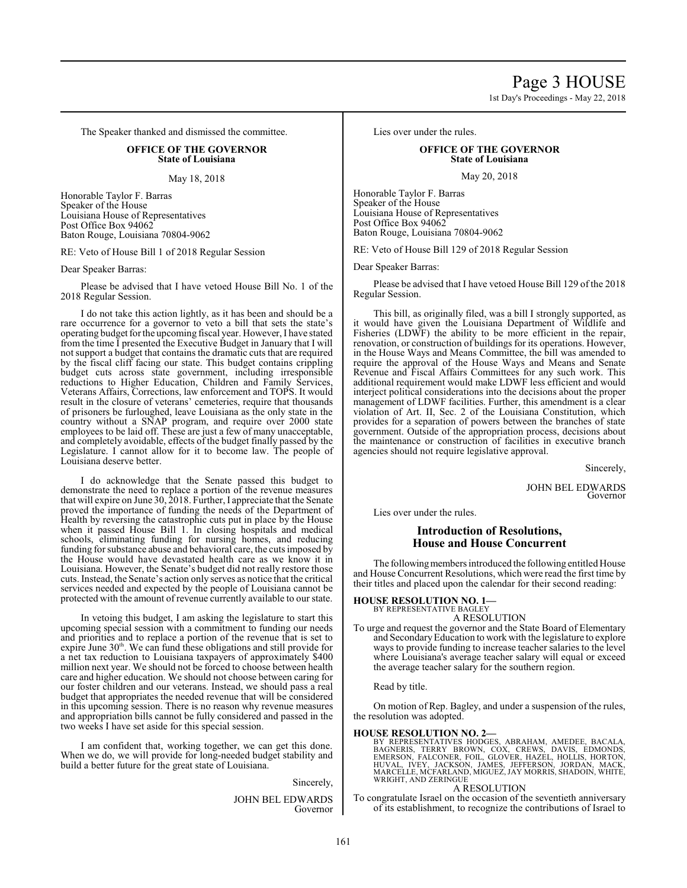The Speaker thanked and dismissed the committee.

**OFFICE OF THE GOVERNOR**
**State of Louisiana**

May 18, 2018

Honorable Taylor F. Barras
Speaker of the House
Louisiana House of Representatives
Post Office Box 94062
Baton Rouge, Louisiana 70804-9062

RE: Veto of House Bill 1 of 2018 Regular Session

Dear Speaker Barras:

Please be advised that I have vetoed House Bill No. 1 of the 2018 Regular Session.

I do not take this action lightly, as it has been and should be a rare occurrence for a governor to veto a bill that sets the state's operating budget for the upcoming fiscal year. However, I have stated from the time I presented the Executive Budget in January that I will not support a budget that contains the dramatic cuts that are required by the fiscal cliff facing our state. This budget contains crippling budget cuts across state government, including irresponsible reductions to Higher Education, Children and Family Services, Veterans Affairs, Corrections, law enforcement and TOPS. It would result in the closure of veterans' cemeteries, require that thousands of prisoners be furloughed, leave Louisiana as the only state in the country without a SNAP program, and require over 2000 state employees to be laid off. These are just a few of many unacceptable, and completely avoidable, effects of the budget finally passed by the Legislature. I cannot allow for it to become law. The people of Louisiana deserve better.

I do acknowledge that the Senate passed this budget to demonstrate the need to replace a portion of the revenue measures that will expire on June 30, 2018. Further, I appreciate that the Senate proved the importance of funding the needs of the Department of Health by reversing the catastrophic cuts put in place by the House when it passed House Bill 1. In closing hospitals and medical schools, eliminating funding for nursing homes, and reducing funding for substance abuse and behavioral care, the cuts imposed by the House would have devastated health care as we know it in Louisiana. However, the Senate's budget did not really restore those cuts. Instead, the Senate's action only serves as notice that the critical services needed and expected by the people of Louisiana cannot be protected with the amount of revenue currently available to our state.

In vetoing this budget, I am asking the legislature to start this upcoming special session with a commitment to funding our needs and priorities and to replace a portion of the revenue that is set to expire June 30th. We can fund these obligations and still provide for a net tax reduction to Louisiana taxpayers of approximately $400 million next year. We should not be forced to choose between health care and higher education. We should not choose between caring for our foster children and our veterans. Instead, we should pass a real budget that appropriates the needed revenue that will be considered in this upcoming session. There is no reason why revenue measures and appropriation bills cannot be fully considered and passed in the two weeks I have set aside for this special session.

I am confident that, working together, we can get this done. When we do, we will provide for long-needed budget stability and build a better future for the great state of Louisiana.

Sincerely,

JOHN BEL EDWARDS
Governor

Lies over under the rules.

**OFFICE OF THE GOVERNOR**
**State of Louisiana**

May 20, 2018

Honorable Taylor F. Barras
Speaker of the House
Louisiana House of Representatives
Post Office Box 94062
Baton Rouge, Louisiana 70804-9062

RE: Veto of House Bill 129 of 2018 Regular Session

Dear Speaker Barras:

Please be advised that I have vetoed House Bill 129 of the 2018 Regular Session.

This bill, as originally filed, was a bill I strongly supported, as it would have given the Louisiana Department of Wildlife and Fisheries (LDWF) the ability to be more efficient in the repair, renovation, or construction of buildings for its operations. However, in the House Ways and Means Committee, the bill was amended to require the approval of the House Ways and Means and Senate Revenue and Fiscal Affairs Committees for any such work. This additional requirement would make LDWF less efficient and would interject political considerations into the decisions about the proper management of LDWF facilities. Further, this amendment is a clear violation of Art. II, Sec. 2 of the Louisiana Constitution, which provides for a separation of powers between the branches of state government. Outside of the appropriation process, decisions about the maintenance or construction of facilities in executive branch agencies should not require legislative approval.

Sincerely,

JOHN BEL EDWARDS
Governor

Lies over under the rules.

## Introduction of Resolutions, House and House Concurrent

The following members introduced the following entitled House and House Concurrent Resolutions, which were read the first time by their titles and placed upon the calendar for their second reading:

**HOUSE RESOLUTION NO. 1—**
BY REPRESENTATIVE BAGLEY
A RESOLUTION

To urge and request the governor and the State Board of Elementary and Secondary Education to work with the legislature to explore ways to provide funding to increase teacher salaries to the level where Louisiana's average teacher salary will equal or exceed the average teacher salary for the southern region.

Read by title.

On motion of Rep. Bagley, and under a suspension of the rules, the resolution was adopted.

**HOUSE RESOLUTION NO. 2—**
BY REPRESENTATIVES HODGES, ABRAHAM, AMEDEE, BACALA, BAGNERIS, TERRY BROWN, COX, CREWS, DAVIS, EDMONDS, EMERSON, FALCONER, FOIL, GLOVER, HAZEL, HOLLIS, HORTON, HUVAL, IVEY, JACKSON, JAMES, JEFFERSON, JORDAN, MACK, MARCELLE, MCFARLAND, MIGUEZ, JAY MORRIS, SHADOIN, WHITE, WRIGHT, AND ZERINGUE
A RESOLUTION

To congratulate Israel on the occasion of the seventieth anniversary of its establishment, to recognize the contributions of Israel to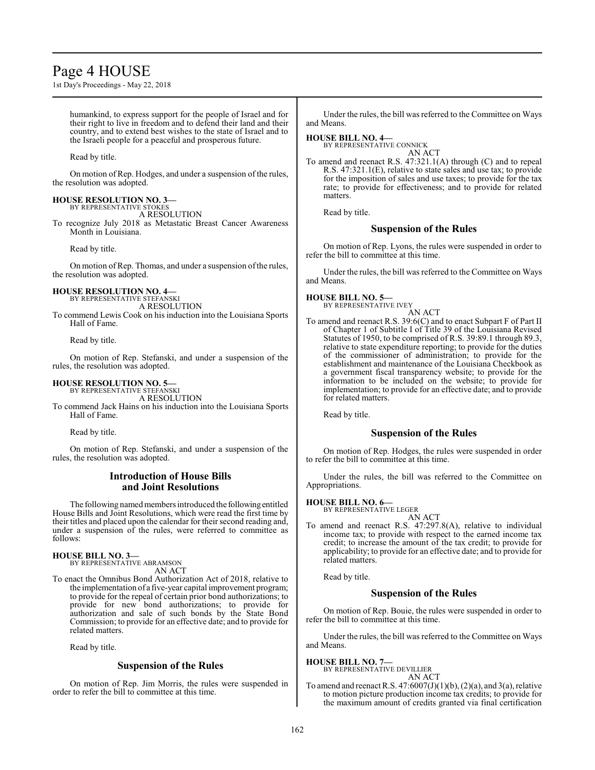humankind, to express support for the people of Israel and for their right to live in freedom and to defend their land and their country, and to extend best wishes to the state of Israel and to the Israeli people for a peaceful and prosperous future.

Read by title.

On motion of Rep. Hodges, and under a suspension of the rules, the resolution was adopted.

**HOUSE RESOLUTION NO. 3—**
BY REPRESENTATIVE STOKES
A RESOLUTION
To recognize July 2018 as Metastatic Breast Cancer Awareness Month in Louisiana.

Read by title.

On motion of Rep. Thomas, and under a suspension of the rules, the resolution was adopted.

**HOUSE RESOLUTION NO. 4—**
BY REPRESENTATIVE STEFANSKI
A RESOLUTION
To commend Lewis Cook on his induction into the Louisiana Sports Hall of Fame.

Read by title.

On motion of Rep. Stefanski, and under a suspension of the rules, the resolution was adopted.

**HOUSE RESOLUTION NO. 5—**
BY REPRESENTATIVE STEFANSKI
A RESOLUTION
To commend Jack Hains on his induction into the Louisiana Sports Hall of Fame.

Read by title.

On motion of Rep. Stefanski, and under a suspension of the rules, the resolution was adopted.

## Introduction of House Bills and Joint Resolutions

The following named members introduced the following entitled House Bills and Joint Resolutions, which were read the first time by their titles and placed upon the calendar for their second reading and, under a suspension of the rules, were referred to committee as follows:

**HOUSE BILL NO. 3—**
BY REPRESENTATIVE ABRAMSON
AN ACT
To enact the Omnibus Bond Authorization Act of 2018, relative to the implementation of a five-year capital improvement program; to provide for the repeal of certain prior bond authorizations; to provide for new bond authorizations; to provide for authorization and sale of such bonds by the State Bond Commission; to provide for an effective date; and to provide for related matters.

Read by title.

### Suspension of the Rules

On motion of Rep. Jim Morris, the rules were suspended in order to refer the bill to committee at this time.

Under the rules, the bill was referred to the Committee on Ways and Means.

**HOUSE BILL NO. 4—**
BY REPRESENTATIVE CONNICK
AN ACT
To amend and reenact R.S. 47:321.1(A) through (C) and to repeal R.S. 47:321.1(E), relative to state sales and use tax; to provide for the imposition of sales and use taxes; to provide for the tax rate; to provide for effectiveness; and to provide for related matters.

Read by title.

### Suspension of the Rules

On motion of Rep. Lyons, the rules were suspended in order to refer the bill to committee at this time.

Under the rules, the bill was referred to the Committee on Ways and Means.

**HOUSE BILL NO. 5—**
BY REPRESENTATIVE IVEY
AN ACT
To amend and reenact R.S. 39:6(C) and to enact Subpart F of Part II of Chapter 1 of Subtitle I of Title 39 of the Louisiana Revised Statutes of 1950, to be comprised of R.S. 39:89.1 through 89.3, relative to state expenditure reporting; to provide for the duties of the commissioner of administration; to provide for the establishment and maintenance of the Louisiana Checkbook as a government fiscal transparency website; to provide for the information to be included on the website; to provide for implementation; to provide for an effective date; and to provide for related matters.

Read by title.

### Suspension of the Rules

On motion of Rep. Hodges, the rules were suspended in order to refer the bill to committee at this time.

Under the rules, the bill was referred to the Committee on Appropriations.

**HOUSE BILL NO. 6—**
BY REPRESENTATIVE LEGER
AN ACT
To amend and reenact R.S. 47:297.8(A), relative to individual income tax; to provide with respect to the earned income tax credit; to increase the amount of the tax credit; to provide for applicability; to provide for an effective date; and to provide for related matters.

Read by title.

### Suspension of the Rules

On motion of Rep. Bouie, the rules were suspended in order to refer the bill to committee at this time.

Under the rules, the bill was referred to the Committee on Ways and Means.

**HOUSE BILL NO. 7—**
BY REPRESENTATIVE DEVILLIER
AN ACT
To amend and reenact R.S. 47:6007(J)(1)(b), (2)(a), and 3(a), relative to motion picture production income tax credits; to provide for the maximum amount of credits granted via final certification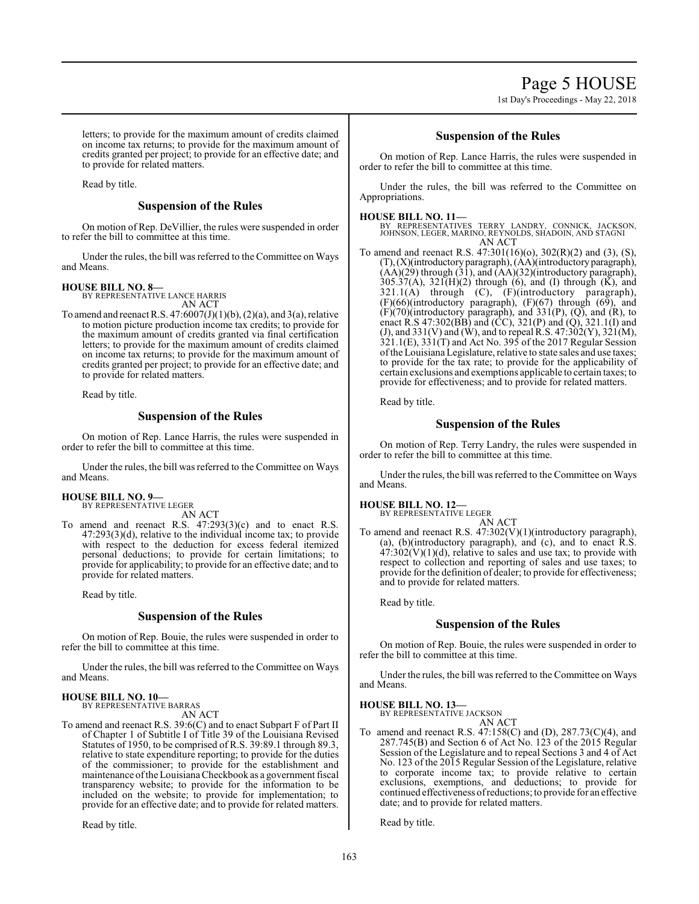letters; to provide for the maximum amount of credits claimed on income tax returns; to provide for the maximum amount of credits granted per project; to provide for an effective date; and to provide for related matters.

Read by title.

## Suspension of the Rules

On motion of Rep. DeVillier, the rules were suspended in order to refer the bill to committee at this time.

Under the rules, the bill was referred to the Committee on Ways and Means.

**HOUSE BILL NO. 8—**
BY REPRESENTATIVE LANCE HARRIS
AN ACT

To amend and reenact R.S. 47:6007(J)(1)(b), (2)(a), and 3(a), relative to motion picture production income tax credits; to provide for the maximum amount of credits granted via final certification letters; to provide for the maximum amount of credits claimed on income tax returns; to provide for the maximum amount of credits granted per project; to provide for an effective date; and to provide for related matters.

Read by title.

## Suspension of the Rules

On motion of Rep. Lance Harris, the rules were suspended in order to refer the bill to committee at this time.

Under the rules, the bill was referred to the Committee on Ways and Means.

**HOUSE BILL NO. 9—**
BY REPRESENTATIVE LEGER
AN ACT

To amend and reenact R.S. 47:293(3)(c) and to enact R.S. 47:293(3)(d), relative to the individual income tax; to provide with respect to the deduction for excess federal itemized personal deductions; to provide for certain limitations; to provide for applicability; to provide for an effective date; and to provide for related matters.

Read by title.

## Suspension of the Rules

On motion of Rep. Bouie, the rules were suspended in order to refer the bill to committee at this time.

Under the rules, the bill was referred to the Committee on Ways and Means.

**HOUSE BILL NO. 10—**
BY REPRESENTATIVE BARRAS
AN ACT

To amend and reenact R.S. 39:6(C) and to enact Subpart F of Part II of Chapter 1 of Subtitle I of Title 39 of the Louisiana Revised Statutes of 1950, to be comprised of R.S. 39:89.1 through 89.3, relative to state expenditure reporting; to provide for the duties of the commissioner; to provide for the establishment and maintenance of the Louisiana Checkbook as a government fiscal transparency website; to provide for the information to be included on the website; to provide for implementation; to provide for an effective date; and to provide for related matters.

Read by title.

## Suspension of the Rules

On motion of Rep. Lance Harris, the rules were suspended in order to refer the bill to committee at this time.

Under the rules, the bill was referred to the Committee on Appropriations.

**HOUSE BILL NO. 11—**
BY REPRESENTATIVES TERRY LANDRY, CONNICK, JACKSON, JOHNSON, LEGER, MARINO, REYNOLDS, SHADOIN, AND STAGNI
AN ACT

To amend and reenact R.S. 47:301(16)(o), 302(R)(2) and (3), (S), (T), (X)(introductory paragraph), (AA)(introductory paragraph), (AA)(29) through (31), and (AA)(32)(introductory paragraph), 305.37(A), 321(H)(2) through (6), and (I) through (K), and 321.1(A) through (C), (F)(introductory paragraph), (F)(66)(introductory paragraph), (F)(67) through (69), and (F)(70)(introductory paragraph), and 331(P), (Q), and (R), to enact R.S 47:302(BB) and (CC), 321(P) and (Q), 321.1(I) and (J), and 331(V) and (W), and to repeal R.S. 47:302(Y), 321(M), 321.1(E), 331(T) and Act No. 395 of the 2017 Regular Session of the Louisiana Legislature, relative to state sales and use taxes; to provide for the tax rate; to provide for the applicability of certain exclusions and exemptions applicable to certain taxes; to provide for effectiveness; and to provide for related matters.

Read by title.

## Suspension of the Rules

On motion of Rep. Terry Landry, the rules were suspended in order to refer the bill to committee at this time.

Under the rules, the bill was referred to the Committee on Ways and Means.

**HOUSE BILL NO. 12—**
BY REPRESENTATIVE LEGER
AN ACT

To amend and reenact R.S. 47:302(V)(1)(introductory paragraph), (a), (b)(introductory paragraph), and (c), and to enact R.S. 47:302(V)(1)(d), relative to sales and use tax; to provide with respect to collection and reporting of sales and use taxes; to provide for the definition of dealer; to provide for effectiveness; and to provide for related matters.

Read by title.

## Suspension of the Rules

On motion of Rep. Bouie, the rules were suspended in order to refer the bill to committee at this time.

Under the rules, the bill was referred to the Committee on Ways and Means.

**HOUSE BILL NO. 13—**
BY REPRESENTATIVE JACKSON
AN ACT

To amend and reenact R.S. 47:158(C) and (D), 287.73(C)(4), and 287.745(B) and Section 6 of Act No. 123 of the 2015 Regular Session of the Legislature and to repeal Sections 3 and 4 of Act No. 123 of the 2015 Regular Session of the Legislature, relative to corporate income tax; to provide relative to certain exclusions, exemptions, and deductions; to provide for continued effectiveness of reductions; to provide for an effective date; and to provide for related matters.

Read by title.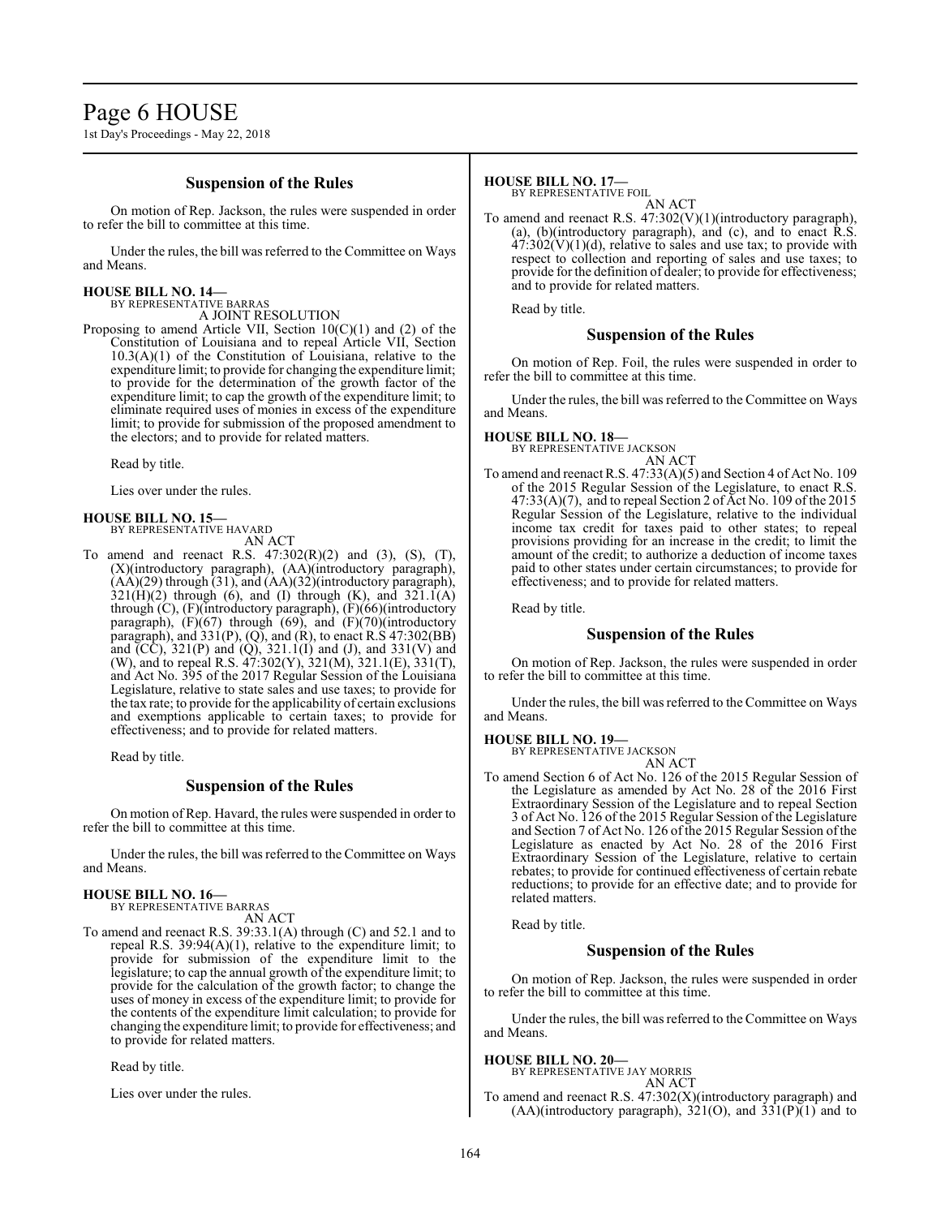## Suspension of the Rules

On motion of Rep. Jackson, the rules were suspended in order to refer the bill to committee at this time.

Under the rules, the bill was referred to the Committee on Ways and Means.

**HOUSE BILL NO. 14—**
BY REPRESENTATIVE BARRAS
A JOINT RESOLUTION

Proposing to amend Article VII, Section 10(C)(1) and (2) of the Constitution of Louisiana and to repeal Article VII, Section 10.3(A)(1) of the Constitution of Louisiana, relative to the expenditure limit; to provide for changing the expenditure limit; to provide for the determination of the growth factor of the expenditure limit; to cap the growth of the expenditure limit; to eliminate required uses of monies in excess of the expenditure limit; to provide for submission of the proposed amendment to the electors; and to provide for related matters.

Read by title.

Lies over under the rules.

**HOUSE BILL NO. 15—**
BY REPRESENTATIVE HAVARD
AN ACT

To amend and reenact R.S. 47:302(R)(2) and (3), (S), (T), (X)(introductory paragraph), (AA)(introductory paragraph), (AA)(29) through (31), and (AA)(32)(introductory paragraph), 321(H)(2) through (6), and (I) through (K), and 321.1(A) through (C), (F)(introductory paragraph), (F)(66)(introductory paragraph), (F)(67) through (69), and (F)(70)(introductory paragraph), and 331(P), (Q), and (R), to enact R.S 47:302(BB) and (CC), 321(P) and (Q), 321.1(I) and (J), and 331(V) and (W), and to repeal R.S. 47:302(Y), 321(M), 321.1(E), 331(T), and Act No. 395 of the 2017 Regular Session of the Louisiana Legislature, relative to state sales and use taxes; to provide for the tax rate; to provide for the applicability of certain exclusions and exemptions applicable to certain taxes; to provide for effectiveness; and to provide for related matters.

Read by title.

## Suspension of the Rules

On motion of Rep. Havard, the rules were suspended in order to refer the bill to committee at this time.

Under the rules, the bill was referred to the Committee on Ways and Means.

**HOUSE BILL NO. 16—**
BY REPRESENTATIVE BARRAS
AN ACT

To amend and reenact R.S. 39:33.1(A) through (C) and 52.1 and to repeal R.S. 39:94(A)(1), relative to the expenditure limit; to provide for submission of the expenditure limit to the legislature; to cap the annual growth of the expenditure limit; to provide for the calculation of the growth factor; to change the uses of money in excess of the expenditure limit; to provide for the contents of the expenditure limit calculation; to provide for changing the expenditure limit; to provide for effectiveness; and to provide for related matters.

Read by title.

Lies over under the rules.

**HOUSE BILL NO. 17—**
BY REPRESENTATIVE FOIL
AN ACT

To amend and reenact R.S. 47:302(V)(1)(introductory paragraph), (a), (b)(introductory paragraph), and (c), and to enact R.S. 47:302(V)(1)(d), relative to sales and use tax; to provide with respect to collection and reporting of sales and use taxes; to provide for the definition of dealer; to provide for effectiveness; and to provide for related matters.

Read by title.

## Suspension of the Rules

On motion of Rep. Foil, the rules were suspended in order to refer the bill to committee at this time.

Under the rules, the bill was referred to the Committee on Ways and Means.

**HOUSE BILL NO. 18—**
BY REPRESENTATIVE JACKSON
AN ACT

To amend and reenact R.S. 47:33(A)(5) and Section 4 of Act No. 109 of the 2015 Regular Session of the Legislature, to enact R.S. 47:33(A)(7), and to repeal Section 2 of Act No. 109 of the 2015 Regular Session of the Legislature, relative to the individual income tax credit for taxes paid to other states; to repeal provisions providing for an increase in the credit; to limit the amount of the credit; to authorize a deduction of income taxes paid to other states under certain circumstances; to provide for effectiveness; and to provide for related matters.

Read by title.

## Suspension of the Rules

On motion of Rep. Jackson, the rules were suspended in order to refer the bill to committee at this time.

Under the rules, the bill was referred to the Committee on Ways and Means.

**HOUSE BILL NO. 19—**
BY REPRESENTATIVE JACKSON
AN ACT

To amend Section 6 of Act No. 126 of the 2015 Regular Session of the Legislature as amended by Act No. 28 of the 2016 First Extraordinary Session of the Legislature and to repeal Section 3 of Act No. 126 of the 2015 Regular Session of the Legislature and Section 7 of Act No. 126 of the 2015 Regular Session of the Legislature as enacted by Act No. 28 of the 2016 First Extraordinary Session of the Legislature, relative to certain rebates; to provide for continued effectiveness of certain rebate reductions; to provide for an effective date; and to provide for related matters.

Read by title.

## Suspension of the Rules

On motion of Rep. Jackson, the rules were suspended in order to refer the bill to committee at this time.

Under the rules, the bill was referred to the Committee on Ways and Means.

**HOUSE BILL NO. 20—**
BY REPRESENTATIVE JAY MORRIS
AN ACT

To amend and reenact R.S. 47:302(X)(introductory paragraph) and (AA)(introductory paragraph), 321(O), and 331(P)(1) and to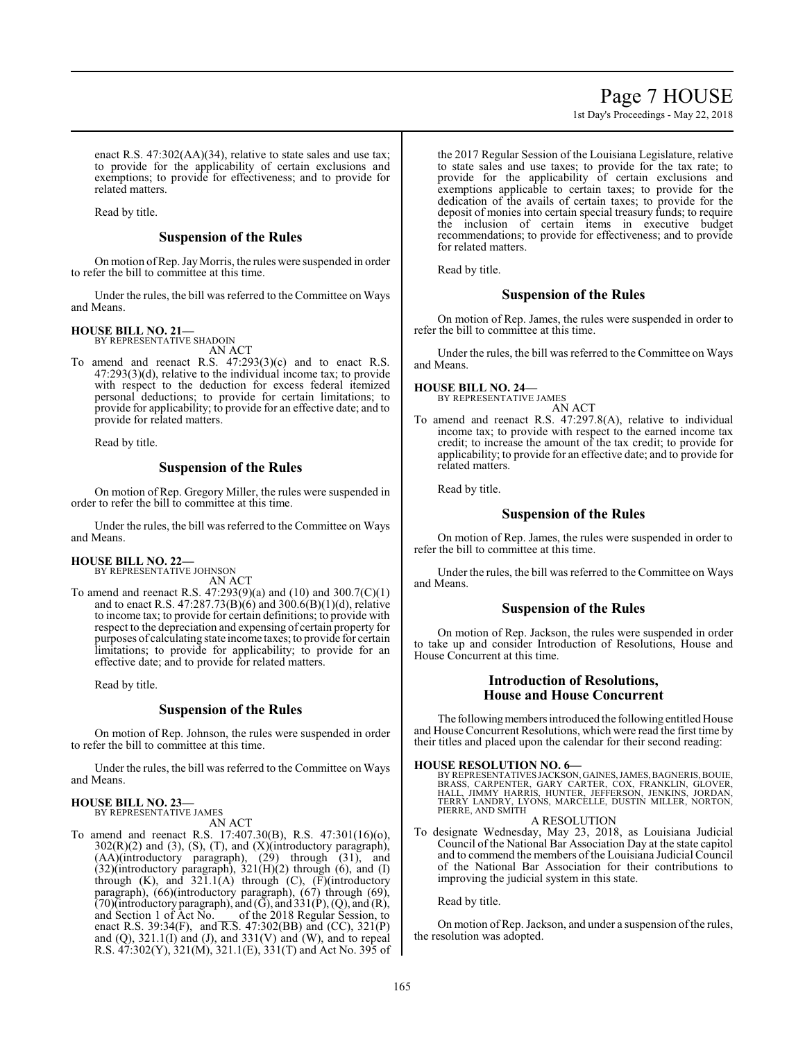enact R.S. 47:302(AA)(34), relative to state sales and use tax; to provide for the applicability of certain exclusions and exemptions; to provide for effectiveness; and to provide for related matters.

Read by title.

## Suspension of the Rules

On motion of Rep. Jay Morris, the rules were suspended in order to refer the bill to committee at this time.

Under the rules, the bill was referred to the Committee on Ways and Means.

**HOUSE BILL NO. 21—**
BY REPRESENTATIVE SHADOIN
AN ACT

To amend and reenact R.S. 47:293(3)(c) and to enact R.S. 47:293(3)(d), relative to the individual income tax; to provide with respect to the deduction for excess federal itemized personal deductions; to provide for certain limitations; to provide for applicability; to provide for an effective date; and to provide for related matters.

Read by title.

## Suspension of the Rules

On motion of Rep. Gregory Miller, the rules were suspended in order to refer the bill to committee at this time.

Under the rules, the bill was referred to the Committee on Ways and Means.

**HOUSE BILL NO. 22—**
BY REPRESENTATIVE JOHNSON
AN ACT

To amend and reenact R.S. 47:293(9)(a) and (10) and 300.7(C)(1) and to enact R.S. 47:287.73(B)(6) and 300.6(B)(1)(d), relative to income tax; to provide for certain definitions; to provide with respect to the depreciation and expensing of certain property for purposes of calculating state income taxes; to provide for certain limitations; to provide for applicability; to provide for an effective date; and to provide for related matters.

Read by title.

## Suspension of the Rules

On motion of Rep. Johnson, the rules were suspended in order to refer the bill to committee at this time.

Under the rules, the bill was referred to the Committee on Ways and Means.

**HOUSE BILL NO. 23—**
BY REPRESENTATIVE JAMES
AN ACT

To amend and reenact R.S. 17:407.30(B), R.S. 47:301(16)(o), 302(R)(2) and (3), (S), (T), and (X)(introductory paragraph), (AA)(introductory paragraph), (29) through (31), and (32)(introductory paragraph), 321(H)(2) through (6), and (I) through (K), and 321.1(A) through (C), (F)(introductory paragraph), (66)(introductory paragraph), (67) through (69), (70)(introductory paragraph), and (G), and 331(P), (Q), and (R), and Section 1 of Act No.___ of the 2018 Regular Session, to enact R.S. 39:34(F), and R.S. 47:302(BB) and (CC), 321(P) and (Q), 321.1(I) and (J), and 331(V) and (W), and to repeal R.S. 47:302(Y), 321(M), 321.1(E), 331(T) and Act No. 395 of the 2017 Regular Session of the Louisiana Legislature, relative to state sales and use taxes; to provide for the tax rate; to provide for the applicability of certain exclusions and exemptions applicable to certain taxes; to provide for the dedication of the avails of certain taxes; to provide for the deposit of monies into certain special treasury funds; to require the inclusion of certain items in executive budget recommendations; to provide for effectiveness; and to provide for related matters.

Read by title.

## Suspension of the Rules

On motion of Rep. James, the rules were suspended in order to refer the bill to committee at this time.

Under the rules, the bill was referred to the Committee on Ways and Means.

**HOUSE BILL NO. 24—**
BY REPRESENTATIVE JAMES
AN ACT

To amend and reenact R.S. 47:297.8(A), relative to individual income tax; to provide with respect to the earned income tax credit; to increase the amount of the tax credit; to provide for applicability; to provide for an effective date; and to provide for related matters.

Read by title.

## Suspension of the Rules

On motion of Rep. James, the rules were suspended in order to refer the bill to committee at this time.

Under the rules, the bill was referred to the Committee on Ways and Means.

## Suspension of the Rules

On motion of Rep. Jackson, the rules were suspended in order to take up and consider Introduction of Resolutions, House and House Concurrent at this time.

## Introduction of Resolutions, House and House Concurrent

The following members introduced the following entitled House and House Concurrent Resolutions, which were read the first time by their titles and placed upon the calendar for their second reading:

**HOUSE RESOLUTION NO. 6—**
BY REPRESENTATIVES JACKSON, GAINES, JAMES, BAGNERIS, BOUIE, BRASS, CARPENTER, GARY CARTER, COX, FRANKLIN, GLOVER, HALL, JIMMY HARRIS, HUNTER, JEFFERSON, JENKINS, JORDAN, TERRY LANDRY, LYONS, MARCELLE, DUSTIN MILLER, NORTON, PIERRE, AND SMITH
A RESOLUTION

To designate Wednesday, May 23, 2018, as Louisiana Judicial Council of the National Bar Association Day at the state capitol and to commend the members of the Louisiana Judicial Council of the National Bar Association for their contributions to improving the judicial system in this state.

Read by title.

On motion of Rep. Jackson, and under a suspension of the rules, the resolution was adopted.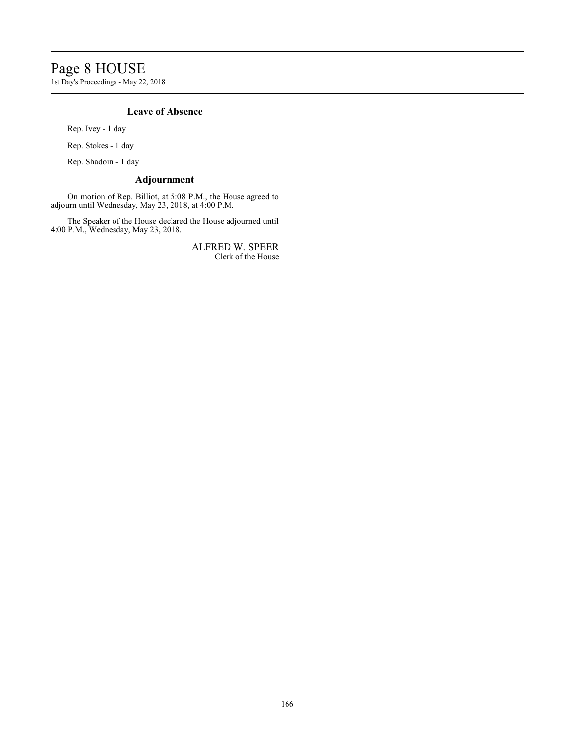## Leave of Absence

Rep. Ivey - 1 day

Rep. Stokes - 1 day

Rep. Shadoin - 1 day

## Adjournment

On motion of Rep. Billiot, at 5:08 P.M., the House agreed to adjourn until Wednesday, May 23, 2018, at 4:00 P.M.

The Speaker of the House declared the House adjourned until 4:00 P.M., Wednesday, May 23, 2018.

ALFRED W. SPEER
Clerk of the House